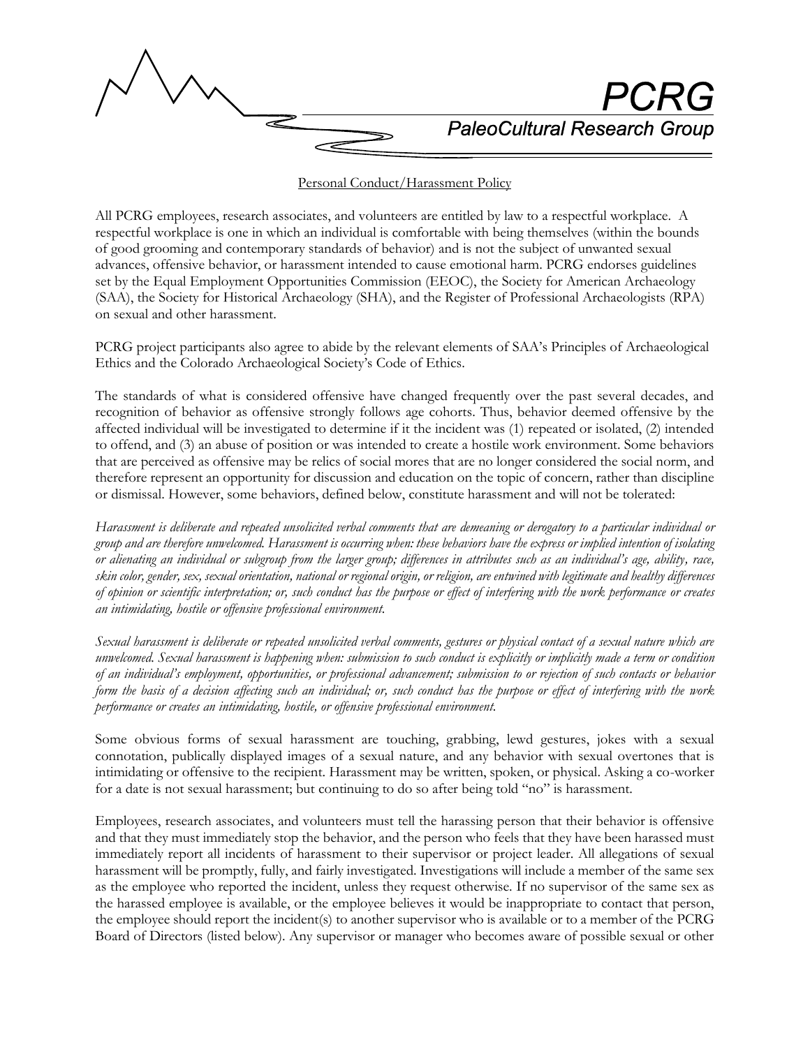# PCRG

## PaleoCultural Research Group

Personal Conduct/Harassment Policy

All PCRG employees, research associates, and volunteers are entitled by law to a respectful workplace. A respectful workplace is one in which an individual is comfortable with being themselves (within the bounds of good grooming and contemporary standards of behavior) and is not the subject of unwanted sexual advances, offensive behavior, or harassment intended to cause emotional harm. PCRG endorses guidelines set by the Equal Employment Opportunities Commission (EEOC), the Society for American Archaeology (SAA), the Society for Historical Archaeology (SHA), and the Register of Professional Archaeologists (RPA) on sexual and other harassment.

PCRG project participants also agree to abide by the relevant elements of SAA's Principles of Archaeological Ethics and the Colorado Archaeological Society's Code of Ethics.

The standards of what is considered offensive have changed frequently over the past several decades, and recognition of behavior as offensive strongly follows age cohorts. Thus, behavior deemed offensive by the affected individual will be investigated to determine if it the incident was (1) repeated or isolated, (2) intended to offend, and (3) an abuse of position or was intended to create a hostile work environment. Some behaviors that are perceived as offensive may be relics of social mores that are no longer considered the social norm, and therefore represent an opportunity for discussion and education on the topic of concern, rather than discipline or dismissal. However, some behaviors, defined below, constitute harassment and will not be tolerated:

*Harassment is deliberate and repeated unsolicited verbal comments that are demeaning or derogatory to a particular individual or group and are therefore unwelcomed. Harassment is occurring when: these behaviors have the express or implied intention of isolating or alienating an individual or subgroup from the larger group; differences in attributes such as an individual's age, ability, race, skin color, gender, sex, sexual orientation, national or regional origin, or religion, are entwined with legitimate and healthy differences of opinion or scientific interpretation; or, such conduct has the purpose or effect of interfering with the work performance or creates an intimidating, hostile or offensive professional environment.*

*Sexual harassment is deliberate or repeated unsolicited verbal comments, gestures or physical contact of a sexual nature which are unwelcomed. Sexual harassment is happening when: submission to such conduct is explicitly or implicitly made a term or condition of an individual's employment, opportunities, or professional advancement; submission to or rejection of such contacts or behavior form the basis of a decision affecting such an individual; or, such conduct has the purpose or effect of interfering with the work performance or creates an intimidating, hostile, or offensive professional environment.*

Some obvious forms of sexual harassment are touching, grabbing, lewd gestures, jokes with a sexual connotation, publically displayed images of a sexual nature, and any behavior with sexual overtones that is intimidating or offensive to the recipient. Harassment may be written, spoken, or physical. Asking a co-worker for a date is not sexual harassment; but continuing to do so after being told "no" is harassment.

Employees, research associates, and volunteers must tell the harassing person that their behavior is offensive and that they must immediately stop the behavior, and the person who feels that they have been harassed must immediately report all incidents of harassment to their supervisor or project leader. All allegations of sexual harassment will be promptly, fully, and fairly investigated. Investigations will include a member of the same sex as the employee who reported the incident, unless they request otherwise. If no supervisor of the same sex as the harassed employee is available, or the employee believes it would be inappropriate to contact that person, the employee should report the incident(s) to another supervisor who is available or to a member of the PCRG Board of Directors (listed below). Any supervisor or manager who becomes aware of possible sexual or other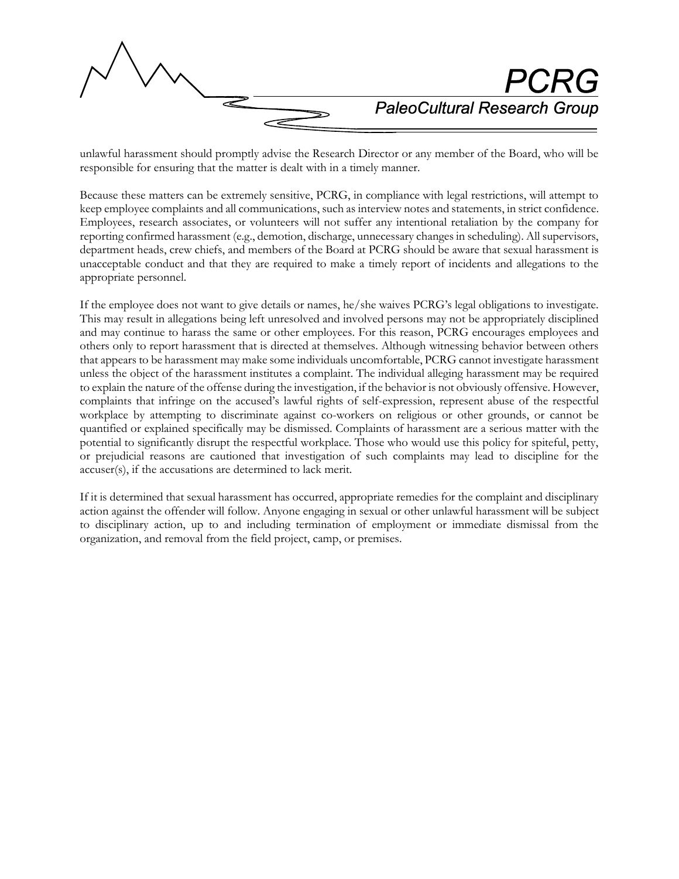unlawful harassment should promptly advise the Research Director or any member of the Board, who will be responsible for ensuring that the matter is dealt with in a timely manner.

Because these matters can be extremely sensitive, PCRG, in compliance with legal restrictions, will attempt to keep employee complaints and all communications, such as interview notes and statements, in strict confidence. Employees, research associates, or volunteers will not suffer any intentional retaliation by the company for reporting confirmed harassment (e.g., demotion, discharge, unnecessary changes in scheduling). All supervisors, department heads, crew chiefs, and members of the Board at PCRG should be aware that sexual harassment is unacceptable conduct and that they are required to make a timely report of incidents and allegations to the appropriate personnel.

If the employee does not want to give details or names, he/she waives PCRG's legal obligations to investigate. This may result in allegations being left unresolved and involved persons may not be appropriately disciplined and may continue to harass the same or other employees. For this reason, PCRG encourages employees and others only to report harassment that is directed at themselves. Although witnessing behavior between others that appears to be harassment may make some individuals uncomfortable, PCRG cannot investigate harassment unless the object of the harassment institutes a complaint. The individual alleging harassment may be required to explain the nature of the offense during the investigation, if the behavior is not obviously offensive. However, complaints that infringe on the accused's lawful rights of self-expression, represent abuse of the respectful workplace by attempting to discriminate against co-workers on religious or other grounds, or cannot be quantified or explained specifically may be dismissed. Complaints of harassment are a serious matter with the potential to significantly disrupt the respectful workplace. Those who would use this policy for spiteful, petty, or prejudicial reasons are cautioned that investigation of such complaints may lead to discipline for the accuser(s), if the accusations are determined to lack merit.

If it is determined that sexual harassment has occurred, appropriate remedies for the complaint and disciplinary action against the offender will follow. Anyone engaging in sexual or other unlawful harassment will be subject to disciplinary action, up to and including termination of employment or immediate dismissal from the organization, and removal from the field project, camp, or premises.